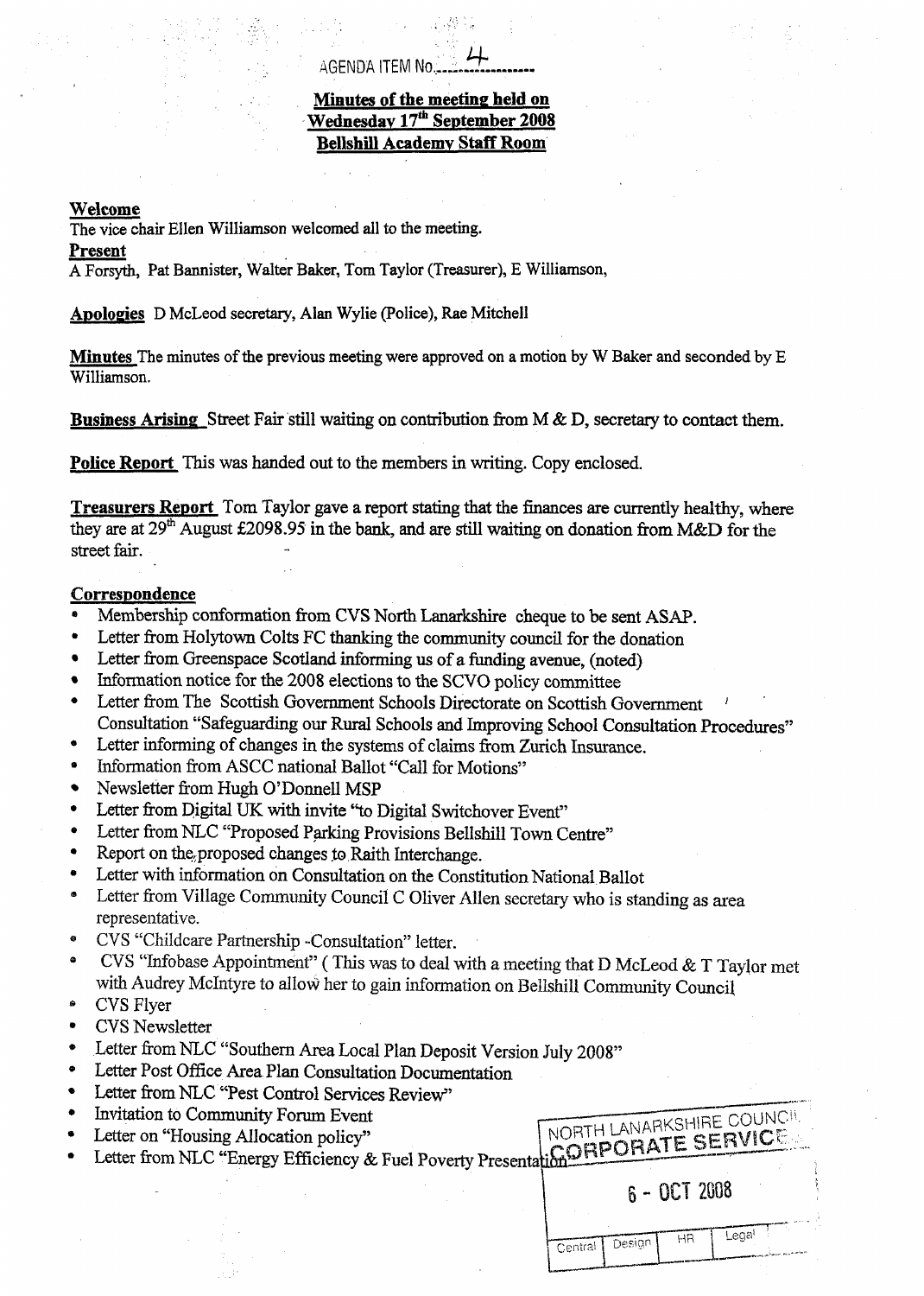AGENDA ITEM No. 4

**Minutes of the meeting held on**
**Wednesday 17th September 2008**
**Bellshill Academy Staff Room**

**Welcome**

The vice chair Ellen Williamson welcomed all to the meeting.

**Present**

A Forsyth, Pat Bannister, Walter Baker, Tom Taylor (Treasurer), E Williamson,

**Apologies** D McLeod secretary, Alan Wylie (Police), Rae Mitchell

**Minutes** The minutes of the previous meeting were approved on a motion by W Baker and seconded by E Williamson.

**Business Arising** Street Fair still waiting on contribution from M & D, secretary to contact them.

**Police Report** This was handed out to the members in writing. Copy enclosed.

**Treasurers Report** Tom Taylor gave a report stating that the finances are currently healthy, where they are at 29th August £2098.95 in the bank, and are still waiting on donation from M&D for the street fair.

**Correspondence**

- Membership conformation from CVS North Lanarkshire cheque to be sent ASAP.
- Letter from Holytown Colts FC thanking the community council for the donation
- Letter from Greenspace Scotland informing us of a funding avenue, (noted)
- Information notice for the 2008 elections to the SCVO policy committee
- Letter from The Scottish Government Schools Directorate on Scottish Government Consultation "Safeguarding our Rural Schools and Improving School Consultation Procedures"
- Letter informing of changes in the systems of claims from Zurich Insurance.
- Information from ASCC national Ballot "Call for Motions"
- Newsletter from Hugh O'Donnell MSP
- Letter from Digital UK with invite "to Digital Switchover Event"
- Letter from NLC "Proposed Parking Provisions Bellshill Town Centre"
- Report on the proposed changes to Raith Interchange.
- Letter with information on Consultation on the Constitution National Ballot
- Letter from Village Community Council C Oliver Allen secretary who is standing as area representative.
- CVS "Childcare Partnership -Consultation" letter.
- CVS "Infobase Appointment" ( This was to deal with a meeting that D McLeod & T Taylor met with Audrey McIntyre to allow her to gain information on Bellshill Community Council
- CVS Flyer
- CVS Newsletter
- Letter from NLC "Southern Area Local Plan Deposit Version July 2008"
- Letter Post Office Area Plan Consultation Documentation
- Letter from NLC "Pest Control Services Review"
- Invitation to Community Forum Event
- Letter on "Housing Allocation policy"
- Letter from NLC "Energy Efficiency & Fuel Poverty Presentation"

NORTH LANARKSHIRE COUNCIL
CORPORATE SERVICES
6 - OCT 2008
Central | Design | HR | Legal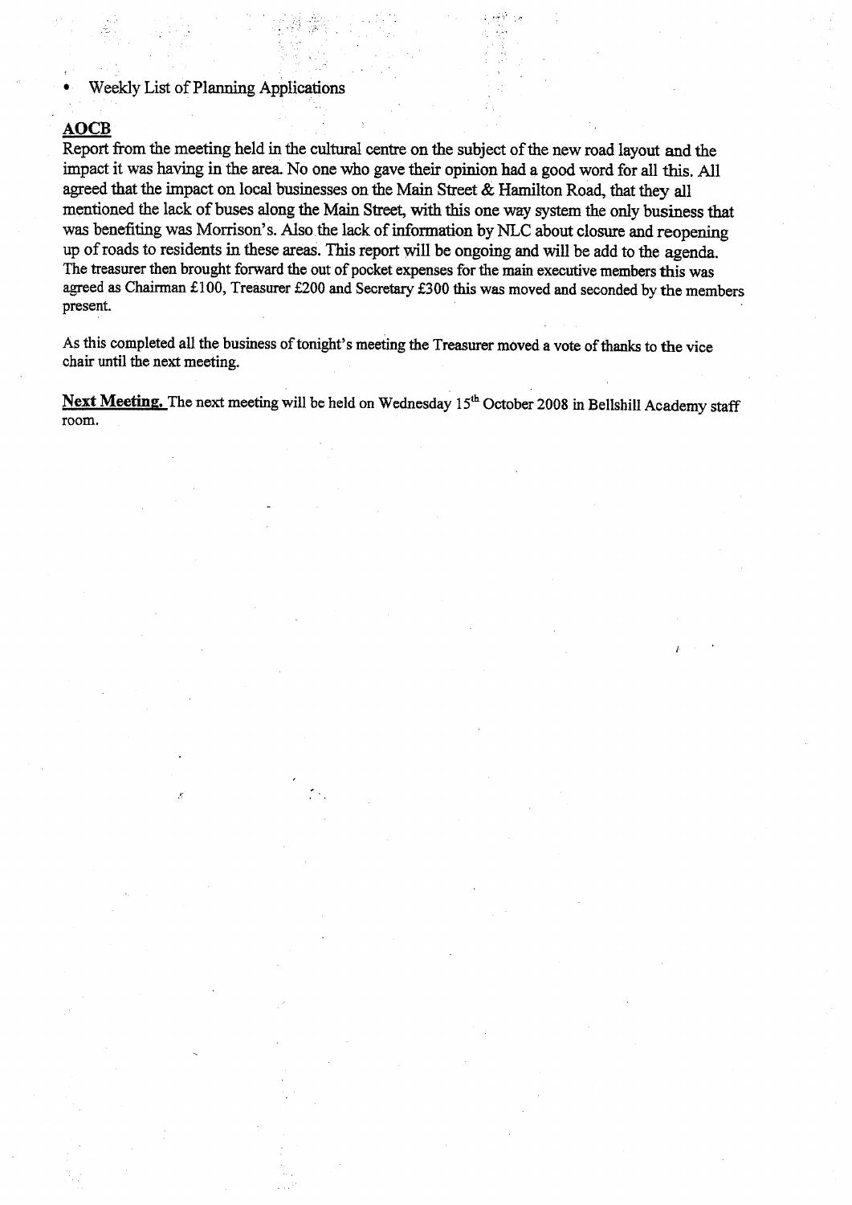- Weekly List of Planning Applications

**AOCB**

Report from the meeting held in the cultural centre on the subject of the new road layout and the impact it was having in the area. No one who gave their opinion had a good word for all this. All agreed that the impact on local businesses on the Main Street & Hamilton Road, that they all mentioned the lack of buses along the Main Street, with this one way system the only business that was benefiting was Morrison's. Also the lack of information by NLC about closure and reopening up of roads to residents in these areas. This report will be ongoing and will be add to the agenda. The treasurer then brought forward the out of pocket expenses for the main executive members this was agreed as Chairman £100, Treasurer £200 and Secretary £300 this was moved and seconded by the members present.

As this completed all the business of tonight's meeting the Treasurer moved a vote of thanks to the vice chair until the next meeting.

**Next Meeting.** The next meeting will be held on Wednesday 15th October 2008 in Bellshill Academy staff room.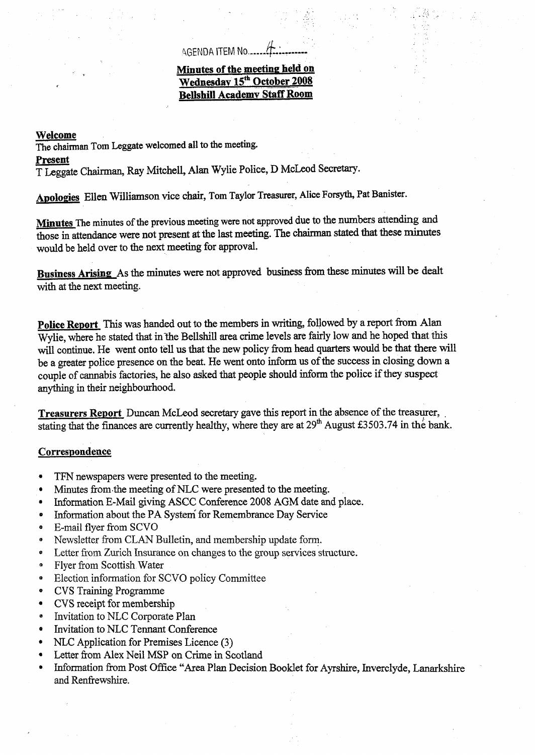AGENDA ITEM No......4..........

**Minutes of the meeting held on Wednesday 15th October 2008 Bellshill Academy Staff Room**

**Welcome**

The chairman Tom Leggate welcomed all to the meeting.

**Present**

T Leggate Chairman, Ray Mitchell, Alan Wylie Police, D McLeod Secretary.

**Apologies** Ellen Williamson vice chair, Tom Taylor Treasurer, Alice Forsyth, Pat Banister.

**Minutes** The minutes of the previous meeting were not approved due to the numbers attending and those in attendance were not present at the last meeting. The chairman stated that these minutes would be held over to the next meeting for approval.

**Business Arising** As the minutes were not approved business from these minutes will be dealt with at the next meeting.

**Police Report** This was handed out to the members in writing, followed by a report from Alan Wylie, where he stated that in the Bellshill area crime levels are fairly low and he hoped that this will continue. He went onto tell us that the new policy from head quarters would be that there will be a greater police presence on the beat. He went onto inform us of the success in closing down a couple of cannabis factories, he also asked that people should inform the police if they suspect anything in their neighbourhood.

**Treasurers Report** Duncan McLeod secretary gave this report in the absence of the treasurer, stating that the finances are currently healthy, where they are at 29th August £3503.74 in the bank.

**Correspondence**

- TFN newspapers were presented to the meeting.
- Minutes from the meeting of NLC were presented to the meeting.
- Information E-Mail giving ASCC Conference 2008 AGM date and place.
- Information about the PA System for Remembrance Day Service
- E-mail flyer from SCVO
- Newsletter from CLAN Bulletin, and membership update form.
- Letter from Zurich Insurance on changes to the group services structure.
- Flyer from Scottish Water
- Election information for SCVO policy Committee
- CVS Training Programme
- CVS receipt for membership
- Invitation to NLC Corporate Plan
- Invitation to NLC Tennant Conference
- NLC Application for Premises Licence (3)
- Letter from Alex Neil MSP on Crime in Scotland
- Information from Post Office "Area Plan Decision Booklet for Ayrshire, Inverclyde, Lanarkshire and Renfrewshire.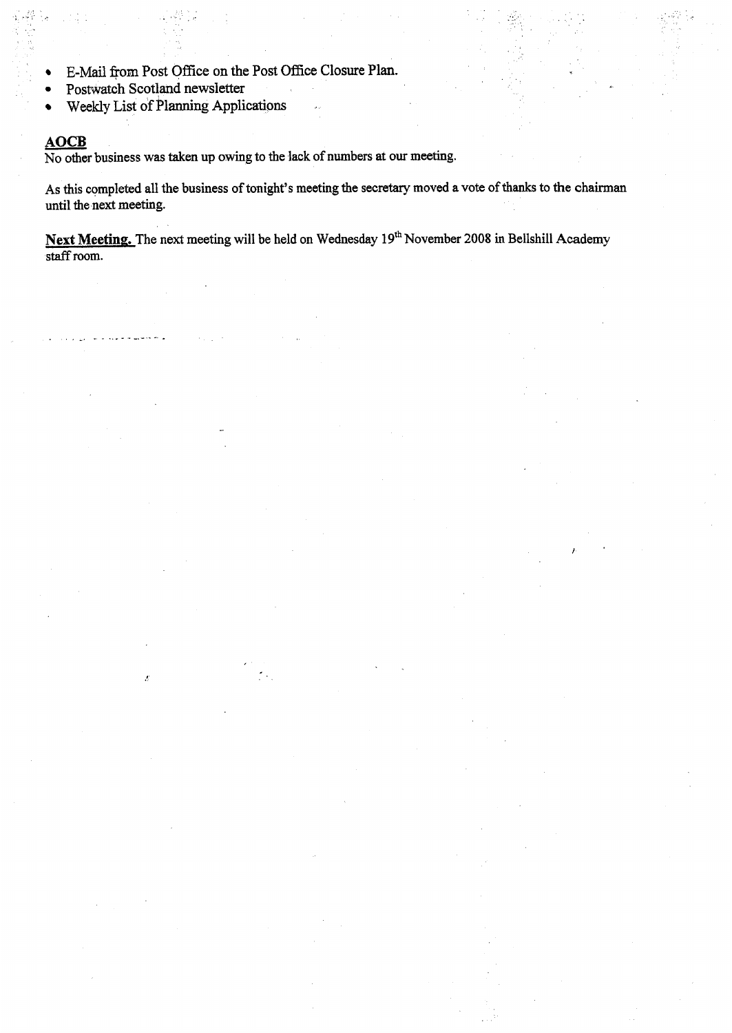- E-Mail from Post Office on the Post Office Closure Plan.
- Postwatch Scotland newsletter
- Weekly List of Planning Applications

## AOCB

No other business was taken up owing to the lack of numbers at our meeting.

As this completed all the business of tonight's meeting the secretary moved a vote of thanks to the chairman until the next meeting.

**Next Meeting.** The next meeting will be held on Wednesday 19th November 2008 in Bellshill Academy staff room.